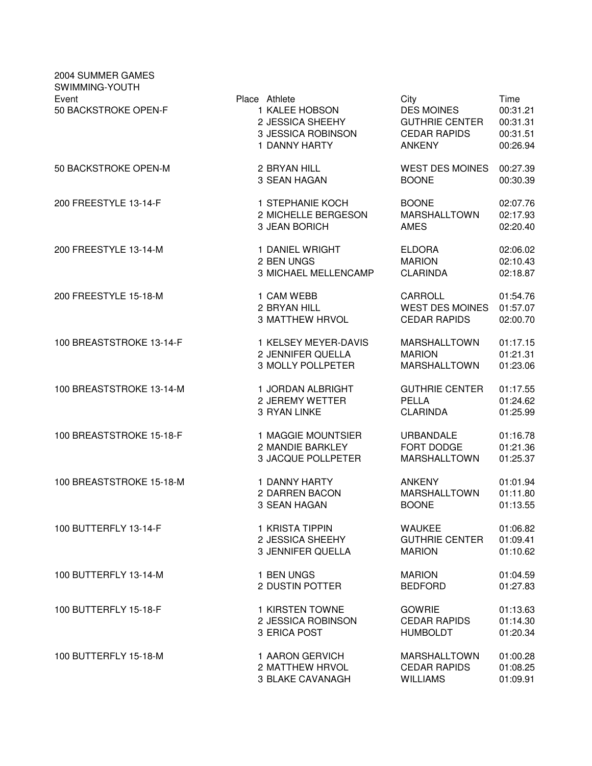2004 SUMMER GAMES
SWIMMING-YOUTH

| Event | Place | Athlete | City | Time |
|---|---|---|---|---|
| 50 BACKSTROKE OPEN-F | 1 | KALEE HOBSON | DES MOINES | 00:31.21 |
| | 2 | JESSICA SHEEHY | GUTHRIE CENTER | 00:31.31 |
| | 3 | JESSICA ROBINSON | CEDAR RAPIDS | 00:31.51 |
| | 1 | DANNY HARTY | ANKENY | 00:26.94 |
| 50 BACKSTROKE OPEN-M | 2 | BRYAN HILL | WEST DES MOINES | 00:27.39 |
| | 3 | SEAN HAGAN | BOONE | 00:30.39 |
| 200 FREESTYLE 13-14-F | 1 | STEPHANIE KOCH | BOONE | 02:07.76 |
| | 2 | MICHELLE BERGESON | MARSHALLTOWN | 02:17.93 |
| | 3 | JEAN BORICH | AMES | 02:20.40 |
| 200 FREESTYLE 13-14-M | 1 | DANIEL WRIGHT | ELDORA | 02:06.02 |
| | 2 | BEN UNGS | MARION | 02:10.43 |
| | 3 | MICHAEL MELLENCAMP | CLARINDA | 02:18.87 |
| 200 FREESTYLE 15-18-M | 1 | CAM WEBB | CARROLL | 01:54.76 |
| | 2 | BRYAN HILL | WEST DES MOINES | 01:57.07 |
| | 3 | MATTHEW HRVOL | CEDAR RAPIDS | 02:00.70 |
| 100 BREASTSTROKE 13-14-F | 1 | KELSEY MEYER-DAVIS | MARSHALLTOWN | 01:17.15 |
| | 2 | JENNIFER QUELLA | MARION | 01:21.31 |
| | 3 | MOLLY POLLPETER | MARSHALLTOWN | 01:23.06 |
| 100 BREASTSTROKE 13-14-M | 1 | JORDAN ALBRIGHT | GUTHRIE CENTER | 01:17.55 |
| | 2 | JEREMY WETTER | PELLA | 01:24.62 |
| | 3 | RYAN LINKE | CLARINDA | 01:25.99 |
| 100 BREASTSTROKE 15-18-F | 1 | MAGGIE MOUNTSIER | URBANDALE | 01:16.78 |
| | 2 | MANDIE BARKLEY | FORT DODGE | 01:21.36 |
| | 3 | JACQUE POLLPETER | MARSHALLTOWN | 01:25.37 |
| 100 BREASTSTROKE 15-18-M | 1 | DANNY HARTY | ANKENY | 01:01.94 |
| | 2 | DARREN BACON | MARSHALLTOWN | 01:11.80 |
| | 3 | SEAN HAGAN | BOONE | 01:13.55 |
| 100 BUTTERFLY 13-14-F | 1 | KRISTA TIPPIN | WAUKEE | 01:06.82 |
| | 2 | JESSICA SHEEHY | GUTHRIE CENTER | 01:09.41 |
| | 3 | JENNIFER QUELLA | MARION | 01:10.62 |
| 100 BUTTERFLY 13-14-M | 1 | BEN UNGS | MARION | 01:04.59 |
| | 2 | DUSTIN POTTER | BEDFORD | 01:27.83 |
| 100 BUTTERFLY 15-18-F | 1 | KIRSTEN TOWNE | GOWRIE | 01:13.63 |
| | 2 | JESSICA ROBINSON | CEDAR RAPIDS | 01:14.30 |
| | 3 | ERICA POST | HUMBOLDT | 01:20.34 |
| 100 BUTTERFLY 15-18-M | 1 | AARON GERVICH | MARSHALLTOWN | 01:00.28 |
| | 2 | MATTHEW HRVOL | CEDAR RAPIDS | 01:08.25 |
| | 3 | BLAKE CAVANAGH | WILLIAMS | 01:09.91 |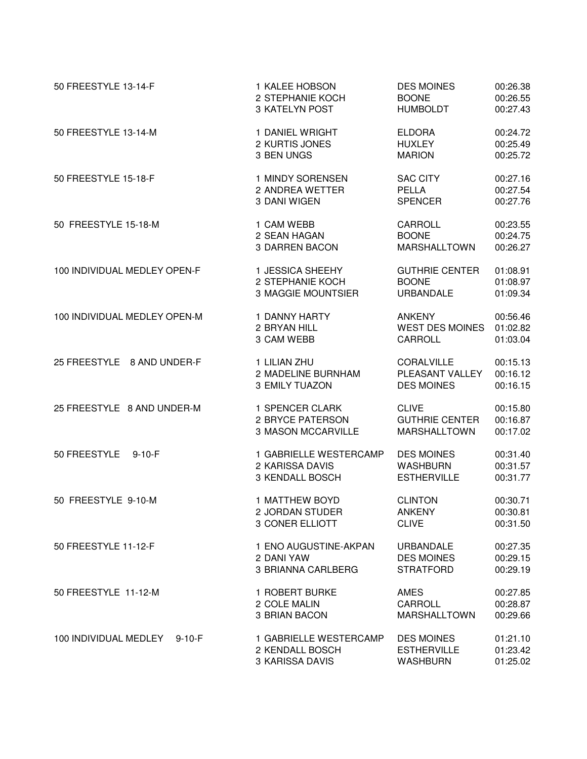| Event | Place / Name | City | Time |
|---|---|---|---|
| 50 FREESTYLE 13-14-F | 1 KALEE HOBSON | DES MOINES | 00:26.38 |
| | 2 STEPHANIE KOCH | BOONE | 00:26.55 |
| | 3 KATELYN POST | HUMBOLDT | 00:27.43 |
| 50 FREESTYLE 13-14-M | 1 DANIEL WRIGHT | ELDORA | 00:24.72 |
| | 2 KURTIS JONES | HUXLEY | 00:25.49 |
| | 3 BEN UNGS | MARION | 00:25.72 |
| 50 FREESTYLE 15-18-F | 1 MINDY SORENSEN | SAC CITY | 00:27.16 |
| | 2 ANDREA WETTER | PELLA | 00:27.54 |
| | 3 DANI WIGEN | SPENCER | 00:27.76 |
| 50 FREESTYLE 15-18-M | 1 CAM WEBB | CARROLL | 00:23.55 |
| | 2 SEAN HAGAN | BOONE | 00:24.75 |
| | 3 DARREN BACON | MARSHALLTOWN | 00:26.27 |
| 100 INDIVIDUAL MEDLEY OPEN-F | 1 JESSICA SHEEHY | GUTHRIE CENTER | 01:08.91 |
| | 2 STEPHANIE KOCH | BOONE | 01:08.97 |
| | 3 MAGGIE MOUNTSIER | URBANDALE | 01:09.34 |
| 100 INDIVIDUAL MEDLEY OPEN-M | 1 DANNY HARTY | ANKENY | 00:56.46 |
| | 2 BRYAN HILL | WEST DES MOINES | 01:02.82 |
| | 3 CAM WEBB | CARROLL | 01:03.04 |
| 25 FREESTYLE 8 AND UNDER-F | 1 LILIAN ZHU | CORALVILLE | 00:15.13 |
| | 2 MADELINE BURNHAM | PLEASANT VALLEY | 00:16.12 |
| | 3 EMILY TUAZON | DES MOINES | 00:16.15 |
| 25 FREESTYLE 8 AND UNDER-M | 1 SPENCER CLARK | CLIVE | 00:15.80 |
| | 2 BRYCE PATERSON | GUTHRIE CENTER | 00:16.87 |
| | 3 MASON MCCARVILLE | MARSHALLTOWN | 00:17.02 |
| 50 FREESTYLE 9-10-F | 1 GABRIELLE WESTERCAMP | DES MOINES | 00:31.40 |
| | 2 KARISSA DAVIS | WASHBURN | 00:31.57 |
| | 3 KENDALL BOSCH | ESTHERVILLE | 00:31.77 |
| 50 FREESTYLE 9-10-M | 1 MATTHEW BOYD | CLINTON | 00:30.71 |
| | 2 JORDAN STUDER | ANKENY | 00:30.81 |
| | 3 CONER ELLIOTT | CLIVE | 00:31.50 |
| 50 FREESTYLE 11-12-F | 1 ENO AUGUSTINE-AKPAN | URBANDALE | 00:27.35 |
| | 2 DANI YAW | DES MOINES | 00:29.15 |
| | 3 BRIANNA CARLBERG | STRATFORD | 00:29.19 |
| 50 FREESTYLE 11-12-M | 1 ROBERT BURKE | AMES | 00:27.85 |
| | 2 COLE MALIN | CARROLL | 00:28.87 |
| | 3 BRIAN BACON | MARSHALLTOWN | 00:29.66 |
| 100 INDIVIDUAL MEDLEY 9-10-F | 1 GABRIELLE WESTERCAMP | DES MOINES | 01:21.10 |
| | 2 KENDALL BOSCH | ESTHERVILLE | 01:23.42 |
| | 3 KARISSA DAVIS | WASHBURN | 01:25.02 |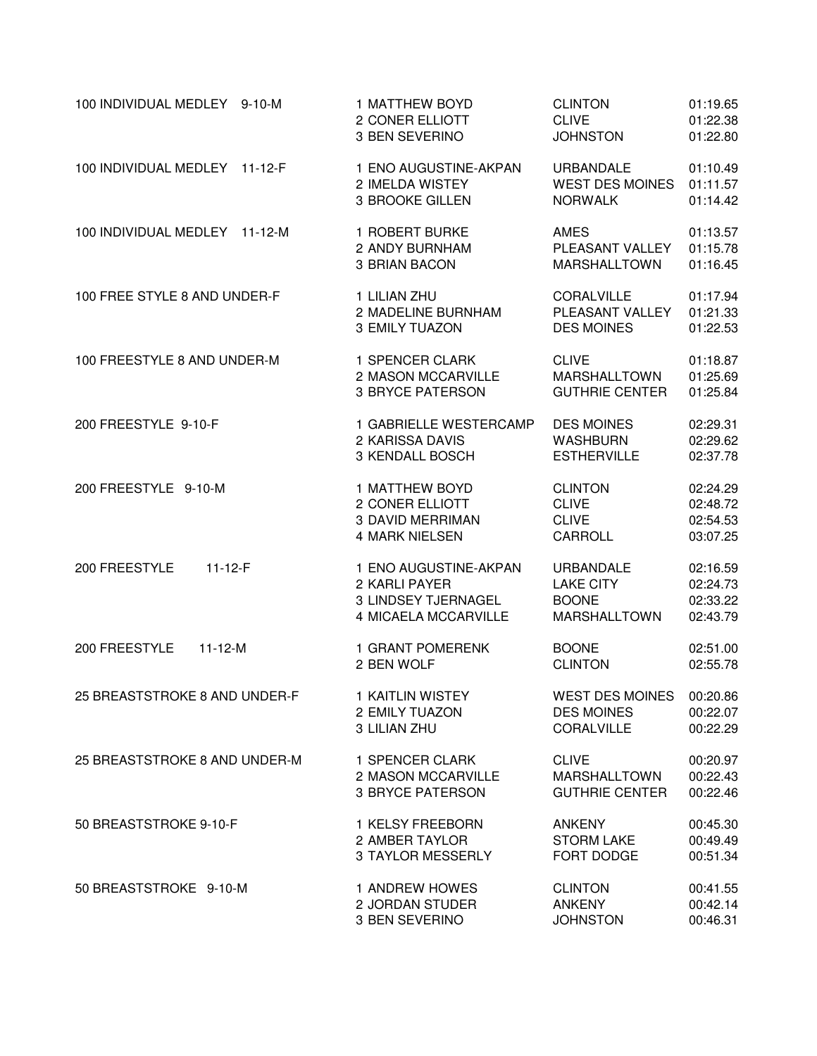| Event | Place | Name | Team | Time |
|---|---|---|---|---|
| 100 INDIVIDUAL MEDLEY 9-10-M | 1 | MATTHEW BOYD | CLINTON | 01:19.65 |
| | 2 | CONER ELLIOTT | CLIVE | 01:22.38 |
| | 3 | BEN SEVERINO | JOHNSTON | 01:22.80 |
| 100 INDIVIDUAL MEDLEY 11-12-F | 1 | ENO AUGUSTINE-AKPAN | URBANDALE | 01:10.49 |
| | 2 | IMELDA WISTEY | WEST DES MOINES | 01:11.57 |
| | 3 | BROOKE GILLEN | NORWALK | 01:14.42 |
| 100 INDIVIDUAL MEDLEY 11-12-M | 1 | ROBERT BURKE | AMES | 01:13.57 |
| | 2 | ANDY BURNHAM | PLEASANT VALLEY | 01:15.78 |
| | 3 | BRIAN BACON | MARSHALLTOWN | 01:16.45 |
| 100 FREE STYLE 8 AND UNDER-F | 1 | LILIAN ZHU | CORALVILLE | 01:17.94 |
| | 2 | MADELINE BURNHAM | PLEASANT VALLEY | 01:21.33 |
| | 3 | EMILY TUAZON | DES MOINES | 01:22.53 |
| 100 FREESTYLE 8 AND UNDER-M | 1 | SPENCER CLARK | CLIVE | 01:18.87 |
| | 2 | MASON MCCARVILLE | MARSHALLTOWN | 01:25.69 |
| | 3 | BRYCE PATERSON | GUTHRIE CENTER | 01:25.84 |
| 200 FREESTYLE 9-10-F | 1 | GABRIELLE WESTERCAMP | DES MOINES | 02:29.31 |
| | 2 | KARISSA DAVIS | WASHBURN | 02:29.62 |
| | 3 | KENDALL BOSCH | ESTHERVILLE | 02:37.78 |
| 200 FREESTYLE 9-10-M | 1 | MATTHEW BOYD | CLINTON | 02:24.29 |
| | 2 | CONER ELLIOTT | CLIVE | 02:48.72 |
| | 3 | DAVID MERRIMAN | CLIVE | 02:54.53 |
| | 4 | MARK NIELSEN | CARROLL | 03:07.25 |
| 200 FREESTYLE 11-12-F | 1 | ENO AUGUSTINE-AKPAN | URBANDALE | 02:16.59 |
| | 2 | KARLI PAYER | LAKE CITY | 02:24.73 |
| | 3 | LINDSEY TJERNAGEL | BOONE | 02:33.22 |
| | 4 | MICAELA MCCARVILLE | MARSHALLTOWN | 02:43.79 |
| 200 FREESTYLE 11-12-M | 1 | GRANT POMERENK | BOONE | 02:51.00 |
| | 2 | BEN WOLF | CLINTON | 02:55.78 |
| 25 BREASTSTROKE 8 AND UNDER-F | 1 | KAITLIN WISTEY | WEST DES MOINES | 00:20.86 |
| | 2 | EMILY TUAZON | DES MOINES | 00:22.07 |
| | 3 | LILIAN ZHU | CORALVILLE | 00:22.29 |
| 25 BREASTSTROKE 8 AND UNDER-M | 1 | SPENCER CLARK | CLIVE | 00:20.97 |
| | 2 | MASON MCCARVILLE | MARSHALLTOWN | 00:22.43 |
| | 3 | BRYCE PATERSON | GUTHRIE CENTER | 00:22.46 |
| 50 BREASTSTROKE 9-10-F | 1 | KELSY FREEBORN | ANKENY | 00:45.30 |
| | 2 | AMBER TAYLOR | STORM LAKE | 00:49.49 |
| | 3 | TAYLOR MESSERLY | FORT DODGE | 00:51.34 |
| 50 BREASTSTROKE 9-10-M | 1 | ANDREW HOWES | CLINTON | 00:41.55 |
| | 2 | JORDAN STUDER | ANKENY | 00:42.14 |
| | 3 | BEN SEVERINO | JOHNSTON | 00:46.31 |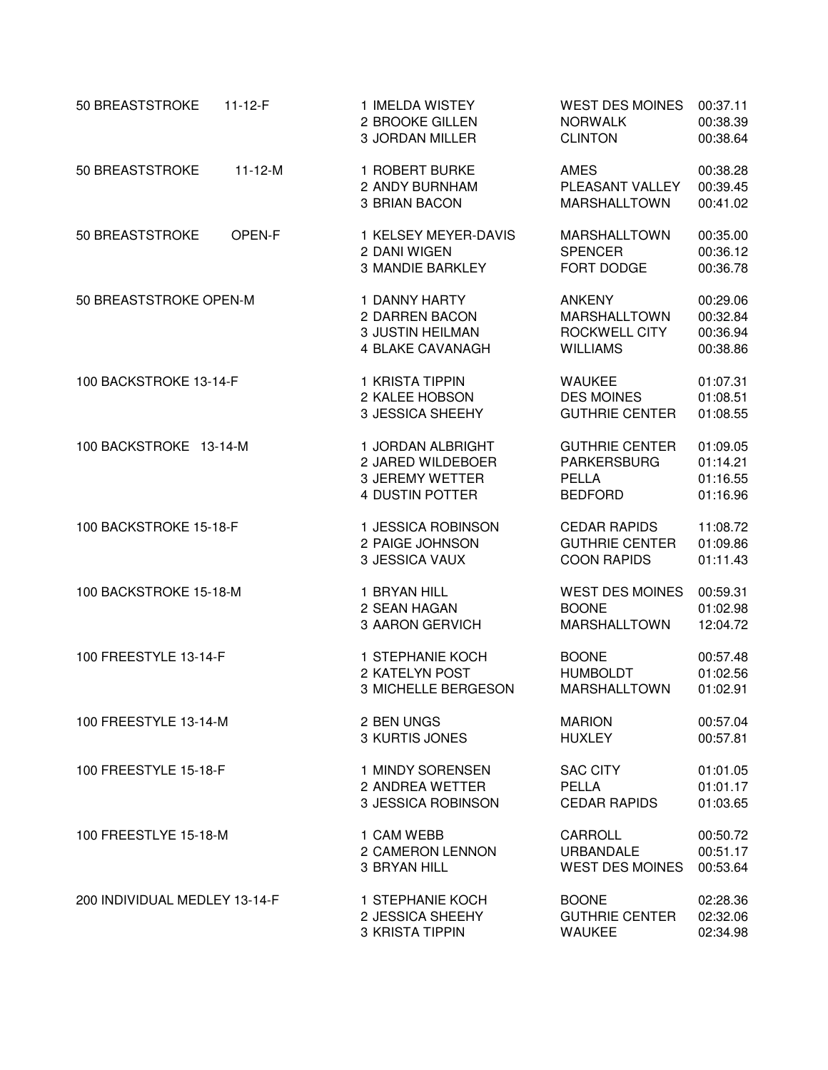| Event | Place | Name | City | Time |
|---|---|---|---|---|
| 50 BREASTSTROKE 11-12-F | 1 | IMELDA WISTEY | WEST DES MOINES | 00:37.11 |
| | 2 | BROOKE GILLEN | NORWALK | 00:38.39 |
| | 3 | JORDAN MILLER | CLINTON | 00:38.64 |
| 50 BREASTSTROKE 11-12-M | 1 | ROBERT BURKE | AMES | 00:38.28 |
| | 2 | ANDY BURNHAM | PLEASANT VALLEY | 00:39.45 |
| | 3 | BRIAN BACON | MARSHALLTOWN | 00:41.02 |
| 50 BREASTSTROKE OPEN-F | 1 | KELSEY MEYER-DAVIS | MARSHALLTOWN | 00:35.00 |
| | 2 | DANI WIGEN | SPENCER | 00:36.12 |
| | 3 | MANDIE BARKLEY | FORT DODGE | 00:36.78 |
| 50 BREASTSTROKE OPEN-M | 1 | DANNY HARTY | ANKENY | 00:29.06 |
| | 2 | DARREN BACON | MARSHALLTOWN | 00:32.84 |
| | 3 | JUSTIN HEILMAN | ROCKWELL CITY | 00:36.94 |
| | 4 | BLAKE CAVANAGH | WILLIAMS | 00:38.86 |
| 100 BACKSTROKE 13-14-F | 1 | KRISTA TIPPIN | WAUKEE | 01:07.31 |
| | 2 | KALEE HOBSON | DES MOINES | 01:08.51 |
| | 3 | JESSICA SHEEHY | GUTHRIE CENTER | 01:08.55 |
| 100 BACKSTROKE 13-14-M | 1 | JORDAN ALBRIGHT | GUTHRIE CENTER | 01:09.05 |
| | 2 | JARED WILDEBOER | PARKERSBURG | 01:14.21 |
| | 3 | JEREMY WETTER | PELLA | 01:16.55 |
| | 4 | DUSTIN POTTER | BEDFORD | 01:16.96 |
| 100 BACKSTROKE 15-18-F | 1 | JESSICA ROBINSON | CEDAR RAPIDS | 11:08.72 |
| | 2 | PAIGE JOHNSON | GUTHRIE CENTER | 01:09.86 |
| | 3 | JESSICA VAUX | COON RAPIDS | 01:11.43 |
| 100 BACKSTROKE 15-18-M | 1 | BRYAN HILL | WEST DES MOINES | 00:59.31 |
| | 2 | SEAN HAGAN | BOONE | 01:02.98 |
| | 3 | AARON GERVICH | MARSHALLTOWN | 12:04.72 |
| 100 FREESTYLE 13-14-F | 1 | STEPHANIE KOCH | BOONE | 00:57.48 |
| | 2 | KATELYN POST | HUMBOLDT | 01:02.56 |
| | 3 | MICHELLE BERGESON | MARSHALLTOWN | 01:02.91 |
| 100 FREESTYLE 13-14-M | 2 | BEN UNGS | MARION | 00:57.04 |
| | 3 | KURTIS JONES | HUXLEY | 00:57.81 |
| 100 FREESTYLE 15-18-F | 1 | MINDY SORENSEN | SAC CITY | 01:01.05 |
| | 2 | ANDREA WETTER | PELLA | 01:01.17 |
| | 3 | JESSICA ROBINSON | CEDAR RAPIDS | 01:03.65 |
| 100 FREESTLYE 15-18-M | 1 | CAM WEBB | CARROLL | 00:50.72 |
| | 2 | CAMERON LENNON | URBANDALE | 00:51.17 |
| | 3 | BRYAN HILL | WEST DES MOINES | 00:53.64 |
| 200 INDIVIDUAL MEDLEY 13-14-F | 1 | STEPHANIE KOCH | BOONE | 02:28.36 |
| | 2 | JESSICA SHEEHY | GUTHRIE CENTER | 02:32.06 |
| | 3 | KRISTA TIPPIN | WAUKEE | 02:34.98 |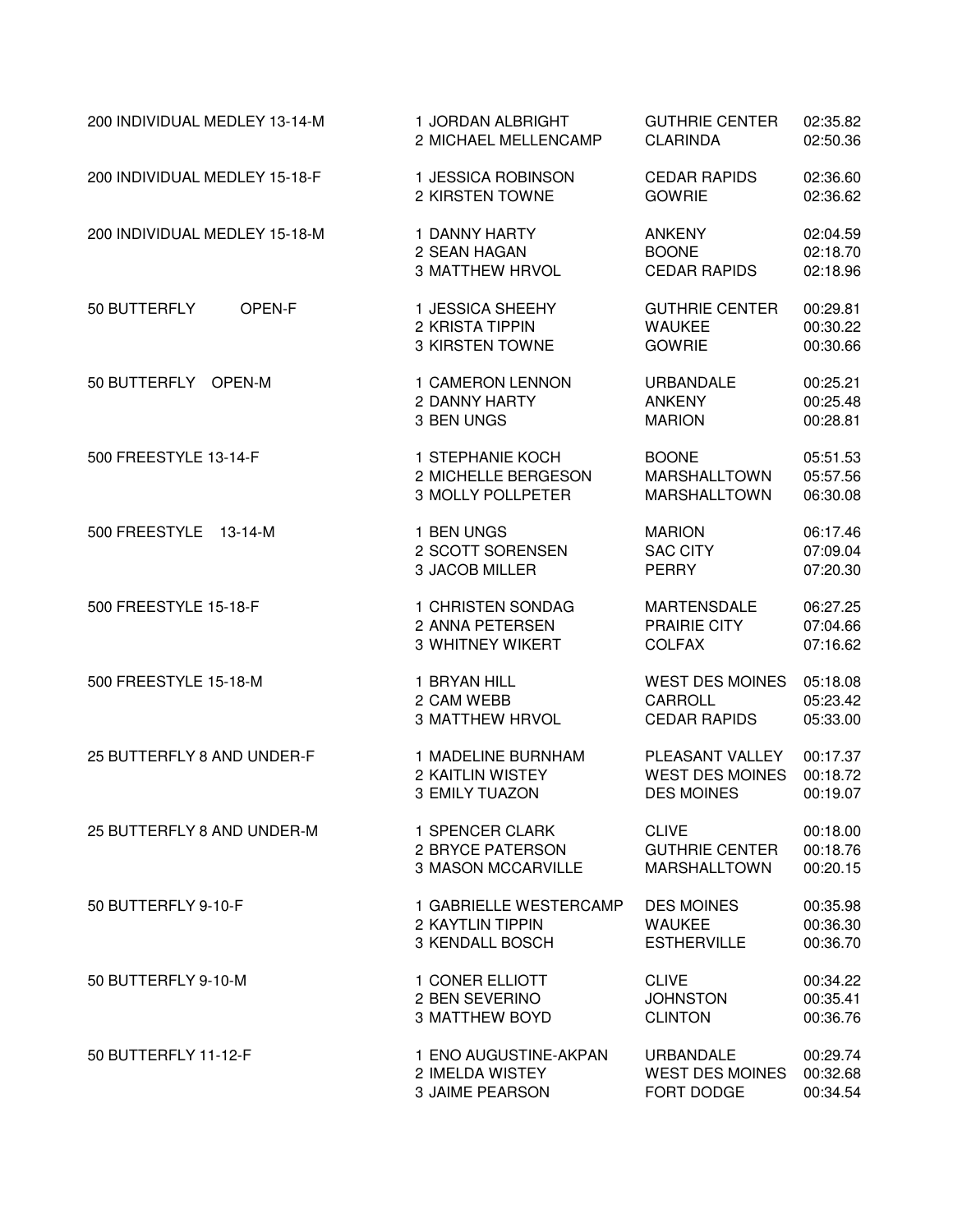| Event | Place | Name | Team | Time |
|---|---|---|---|---|
| 200 INDIVIDUAL MEDLEY 13-14-M | 1 | JORDAN ALBRIGHT | GUTHRIE CENTER | 02:35.82 |
| | 2 | MICHAEL MELLENCAMP | CLARINDA | 02:50.36 |
| 200 INDIVIDUAL MEDLEY 15-18-F | 1 | JESSICA ROBINSON | CEDAR RAPIDS | 02:36.60 |
| | 2 | KIRSTEN TOWNE | GOWRIE | 02:36.62 |
| 200 INDIVIDUAL MEDLEY 15-18-M | 1 | DANNY HARTY | ANKENY | 02:04.59 |
| | 2 | SEAN HAGAN | BOONE | 02:18.70 |
| | 3 | MATTHEW HRVOL | CEDAR RAPIDS | 02:18.96 |
| 50 BUTTERFLY OPEN-F | 1 | JESSICA SHEEHY | GUTHRIE CENTER | 00:29.81 |
| | 2 | KRISTA TIPPIN | WAUKEE | 00:30.22 |
| | 3 | KIRSTEN TOWNE | GOWRIE | 00:30.66 |
| 50 BUTTERFLY OPEN-M | 1 | CAMERON LENNON | URBANDALE | 00:25.21 |
| | 2 | DANNY HARTY | ANKENY | 00:25.48 |
| | 3 | BEN UNGS | MARION | 00:28.81 |
| 500 FREESTYLE 13-14-F | 1 | STEPHANIE KOCH | BOONE | 05:51.53 |
| | 2 | MICHELLE BERGESON | MARSHALLTOWN | 05:57.56 |
| | 3 | MOLLY POLLPETER | MARSHALLTOWN | 06:30.08 |
| 500 FREESTYLE 13-14-M | 1 | BEN UNGS | MARION | 06:17.46 |
| | 2 | SCOTT SORENSEN | SAC CITY | 07:09.04 |
| | 3 | JACOB MILLER | PERRY | 07:20.30 |
| 500 FREESTYLE 15-18-F | 1 | CHRISTEN SONDAG | MARTENSDALE | 06:27.25 |
| | 2 | ANNA PETERSEN | PRAIRIE CITY | 07:04.66 |
| | 3 | WHITNEY WIKERT | COLFAX | 07:16.62 |
| 500 FREESTYLE 15-18-M | 1 | BRYAN HILL | WEST DES MOINES | 05:18.08 |
| | 2 | CAM WEBB | CARROLL | 05:23.42 |
| | 3 | MATTHEW HRVOL | CEDAR RAPIDS | 05:33.00 |
| 25 BUTTERFLY 8 AND UNDER-F | 1 | MADELINE BURNHAM | PLEASANT VALLEY | 00:17.37 |
| | 2 | KAITLIN WISTEY | WEST DES MOINES | 00:18.72 |
| | 3 | EMILY TUAZON | DES MOINES | 00:19.07 |
| 25 BUTTERFLY 8 AND UNDER-M | 1 | SPENCER CLARK | CLIVE | 00:18.00 |
| | 2 | BRYCE PATERSON | GUTHRIE CENTER | 00:18.76 |
| | 3 | MASON MCCARVILLE | MARSHALLTOWN | 00:20.15 |
| 50 BUTTERFLY 9-10-F | 1 | GABRIELLE WESTERCAMP | DES MOINES | 00:35.98 |
| | 2 | KAYTLIN TIPPIN | WAUKEE | 00:36.30 |
| | 3 | KENDALL BOSCH | ESTHERVILLE | 00:36.70 |
| 50 BUTTERFLY 9-10-M | 1 | CONER ELLIOTT | CLIVE | 00:34.22 |
| | 2 | BEN SEVERINO | JOHNSTON | 00:35.41 |
| | 3 | MATTHEW BOYD | CLINTON | 00:36.76 |
| 50 BUTTERFLY 11-12-F | 1 | ENO AUGUSTINE-AKPAN | URBANDALE | 00:29.74 |
| | 2 | IMELDA WISTEY | WEST DES MOINES | 00:32.68 |
| | 3 | JAIME PEARSON | FORT DODGE | 00:34.54 |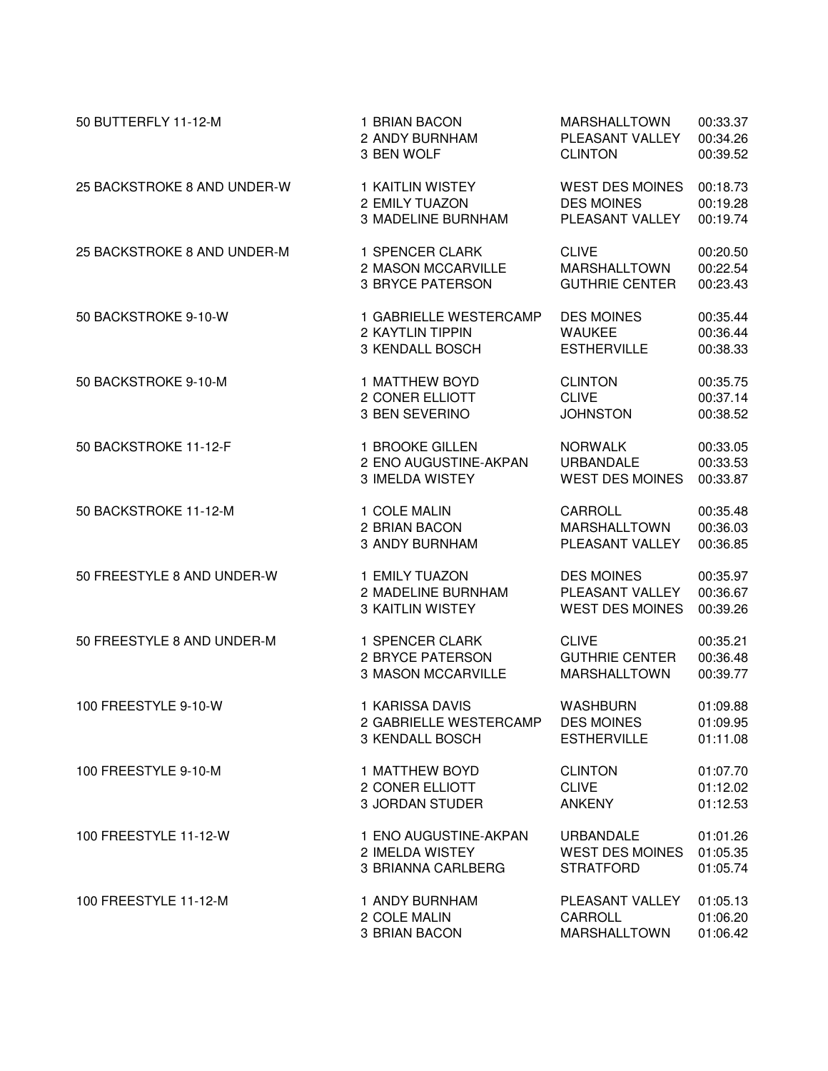| | | | |
|---|---|---|---|
| 50 BUTTERFLY 11-12-M | 1 BRIAN BACON | MARSHALLTOWN | 00:33.37 |
| | 2 ANDY BURNHAM | PLEASANT VALLEY | 00:34.26 |
| | 3 BEN WOLF | CLINTON | 00:39.52 |
| 25 BACKSTROKE 8 AND UNDER-W | 1 KAITLIN WISTEY | WEST DES MOINES | 00:18.73 |
| | 2 EMILY TUAZON | DES MOINES | 00:19.28 |
| | 3 MADELINE BURNHAM | PLEASANT VALLEY | 00:19.74 |
| 25 BACKSTROKE 8 AND UNDER-M | 1 SPENCER CLARK | CLIVE | 00:20.50 |
| | 2 MASON MCCARVILLE | MARSHALLTOWN | 00:22.54 |
| | 3 BRYCE PATERSON | GUTHRIE CENTER | 00:23.43 |
| 50 BACKSTROKE 9-10-W | 1 GABRIELLE WESTERCAMP | DES MOINES | 00:35.44 |
| | 2 KAYTLIN TIPPIN | WAUKEE | 00:36.44 |
| | 3 KENDALL BOSCH | ESTHERVILLE | 00:38.33 |
| 50 BACKSTROKE 9-10-M | 1 MATTHEW BOYD | CLINTON | 00:35.75 |
| | 2 CONER ELLIOTT | CLIVE | 00:37.14 |
| | 3 BEN SEVERINO | JOHNSTON | 00:38.52 |
| 50 BACKSTROKE 11-12-F | 1 BROOKE GILLEN | NORWALK | 00:33.05 |
| | 2 ENO AUGUSTINE-AKPAN | URBANDALE | 00:33.53 |
| | 3 IMELDA WISTEY | WEST DES MOINES | 00:33.87 |
| 50 BACKSTROKE 11-12-M | 1 COLE MALIN | CARROLL | 00:35.48 |
| | 2 BRIAN BACON | MARSHALLTOWN | 00:36.03 |
| | 3 ANDY BURNHAM | PLEASANT VALLEY | 00:36.85 |
| 50 FREESTYLE 8 AND UNDER-W | 1 EMILY TUAZON | DES MOINES | 00:35.97 |
| | 2 MADELINE BURNHAM | PLEASANT VALLEY | 00:36.67 |
| | 3 KAITLIN WISTEY | WEST DES MOINES | 00:39.26 |
| 50 FREESTYLE 8 AND UNDER-M | 1 SPENCER CLARK | CLIVE | 00:35.21 |
| | 2 BRYCE PATERSON | GUTHRIE CENTER | 00:36.48 |
| | 3 MASON MCCARVILLE | MARSHALLTOWN | 00:39.77 |
| 100 FREESTYLE 9-10-W | 1 KARISSA DAVIS | WASHBURN | 01:09.88 |
| | 2 GABRIELLE WESTERCAMP | DES MOINES | 01:09.95 |
| | 3 KENDALL BOSCH | ESTHERVILLE | 01:11.08 |
| 100 FREESTYLE 9-10-M | 1 MATTHEW BOYD | CLINTON | 01:07.70 |
| | 2 CONER ELLIOTT | CLIVE | 01:12.02 |
| | 3 JORDAN STUDER | ANKENY | 01:12.53 |
| 100 FREESTYLE 11-12-W | 1 ENO AUGUSTINE-AKPAN | URBANDALE | 01:01.26 |
| | 2 IMELDA WISTEY | WEST DES MOINES | 01:05.35 |
| | 3 BRIANNA CARLBERG | STRATFORD | 01:05.74 |
| 100 FREESTYLE 11-12-M | 1 ANDY BURNHAM | PLEASANT VALLEY | 01:05.13 |
| | 2 COLE MALIN | CARROLL | 01:06.20 |
| | 3 BRIAN BACON | MARSHALLTOWN | 01:06.42 |